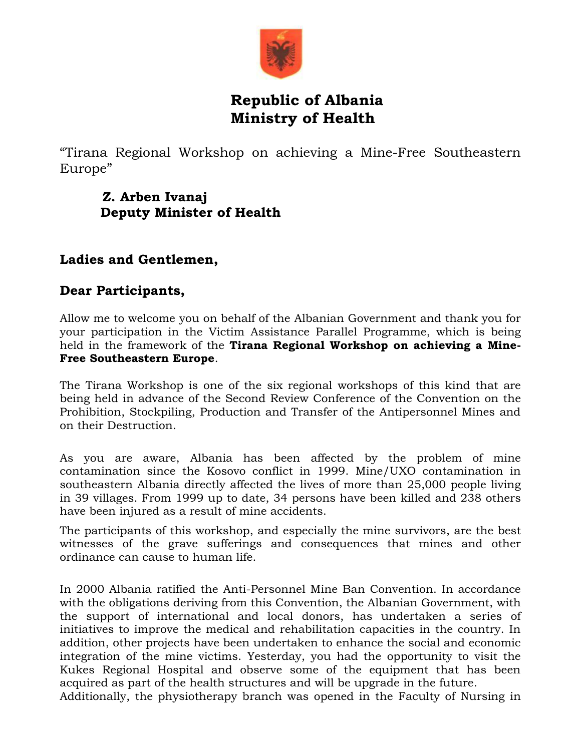# Republic of Albania
# Ministry of Health

"Tirana Regional Workshop on achieving a Mine-Free Southeastern Europe"

**Z. Arben Ivanaj**
**Deputy Minister of Health**

**Ladies and Gentlemen,**

**Dear Participants,**

Allow me to welcome you on behalf of the Albanian Government and thank you for your participation in the Victim Assistance Parallel Programme, which is being held in the framework of the **Tirana Regional Workshop on achieving a Mine-Free Southeastern Europe**.

The Tirana Workshop is one of the six regional workshops of this kind that are being held in advance of the Second Review Conference of the Convention on the Prohibition, Stockpiling, Production and Transfer of the Antipersonnel Mines and on their Destruction.

As you are aware, Albania has been affected by the problem of mine contamination since the Kosovo conflict in 1999. Mine/UXO contamination in southeastern Albania directly affected the lives of more than 25,000 people living in 39 villages. From 1999 up to date, 34 persons have been killed and 238 others have been injured as a result of mine accidents.

The participants of this workshop, and especially the mine survivors, are the best witnesses of the grave sufferings and consequences that mines and other ordinance can cause to human life.

In 2000 Albania ratified the Anti-Personnel Mine Ban Convention. In accordance with the obligations deriving from this Convention, the Albanian Government, with the support of international and local donors, has undertaken a series of initiatives to improve the medical and rehabilitation capacities in the country. In addition, other projects have been undertaken to enhance the social and economic integration of the mine victims. Yesterday, you had the opportunity to visit the Kukes Regional Hospital and observe some of the equipment that has been acquired as part of the health structures and will be upgrade in the future.
Additionally, the physiotherapy branch was opened in the Faculty of Nursing in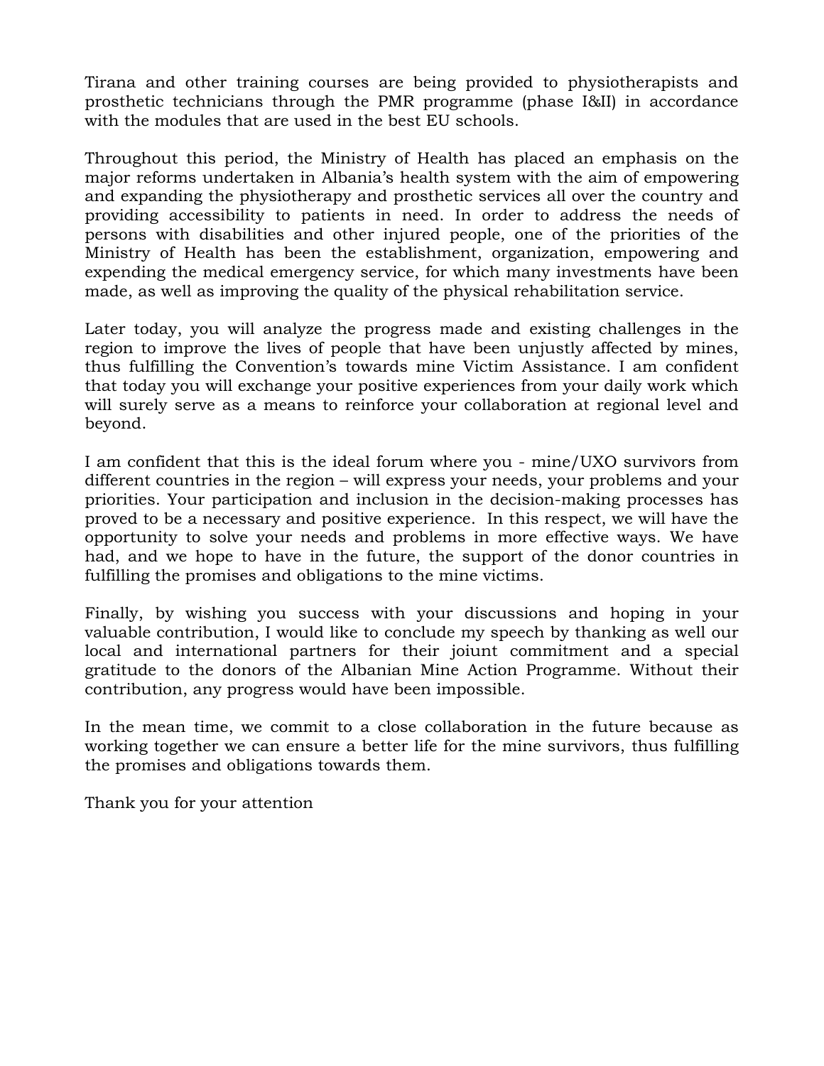Tirana and other training courses are being provided to physiotherapists and prosthetic technicians through the PMR programme (phase I&II) in accordance with the modules that are used in the best EU schools.

Throughout this period, the Ministry of Health has placed an emphasis on the major reforms undertaken in Albania's health system with the aim of empowering and expanding the physiotherapy and prosthetic services all over the country and providing accessibility to patients in need. In order to address the needs of persons with disabilities and other injured people, one of the priorities of the Ministry of Health has been the establishment, organization, empowering and expending the medical emergency service, for which many investments have been made, as well as improving the quality of the physical rehabilitation service.

Later today, you will analyze the progress made and existing challenges in the region to improve the lives of people that have been unjustly affected by mines, thus fulfilling the Convention's towards mine Victim Assistance. I am confident that today you will exchange your positive experiences from your daily work which will surely serve as a means to reinforce your collaboration at regional level and beyond.

I am confident that this is the ideal forum where you - mine/UXO survivors from different countries in the region – will express your needs, your problems and your priorities. Your participation and inclusion in the decision-making processes has proved to be a necessary and positive experience. In this respect, we will have the opportunity to solve your needs and problems in more effective ways. We have had, and we hope to have in the future, the support of the donor countries in fulfilling the promises and obligations to the mine victims.

Finally, by wishing you success with your discussions and hoping in your valuable contribution, I would like to conclude my speech by thanking as well our local and international partners for their joiunt commitment and a special gratitude to the donors of the Albanian Mine Action Programme. Without their contribution, any progress would have been impossible.

In the mean time, we commit to a close collaboration in the future because as working together we can ensure a better life for the mine survivors, thus fulfilling the promises and obligations towards them.

Thank you for your attention